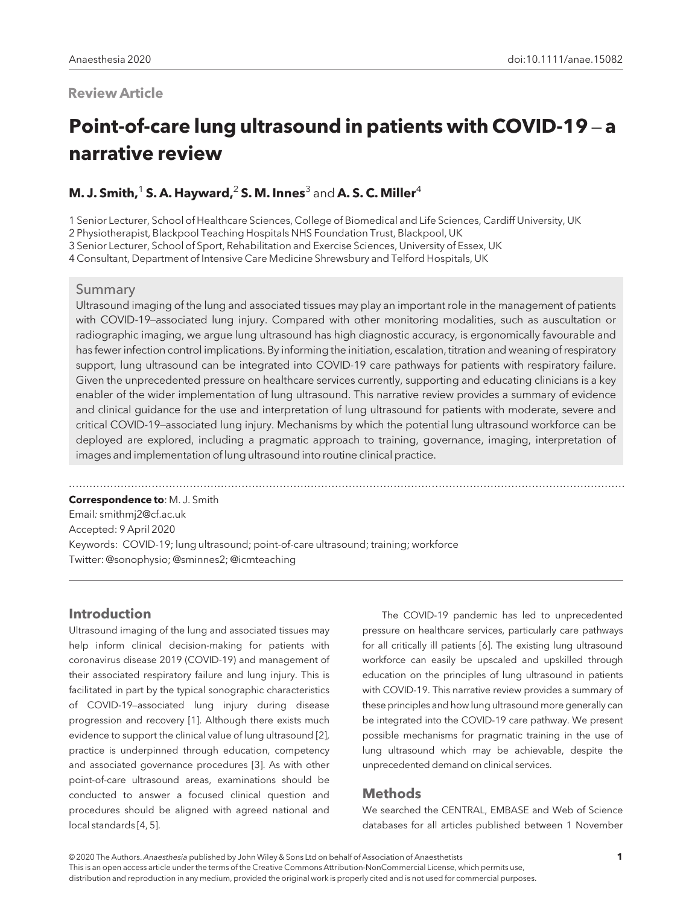**Review Article**

# Point-of-care lung ultrasound in patients with COVID-19 – a narrative review

**M. J. Smith,**[1] **S. A. Hayward,**[2] **S. M. Innes**[3] and **A. S. C. Miller**[4]

1 Senior Lecturer, School of Healthcare Sciences, College of Biomedical and Life Sciences, Cardiff University, UK
2 Physiotherapist, Blackpool Teaching Hospitals NHS Foundation Trust, Blackpool, UK
3 Senior Lecturer, School of Sport, Rehabilitation and Exercise Sciences, University of Essex, UK
4 Consultant, Department of Intensive Care Medicine Shrewsbury and Telford Hospitals, UK

## Summary

Ultrasound imaging of the lung and associated tissues may play an important role in the management of patients with COVID-19–associated lung injury. Compared with other monitoring modalities, such as auscultation or radiographic imaging, we argue lung ultrasound has high diagnostic accuracy, is ergonomically favourable and has fewer infection control implications. By informing the initiation, escalation, titration and weaning of respiratory support, lung ultrasound can be integrated into COVID-19 care pathways for patients with respiratory failure. Given the unprecedented pressure on healthcare services currently, supporting and educating clinicians is a key enabler of the wider implementation of lung ultrasound. This narrative review provides a summary of evidence and clinical guidance for the use and interpretation of lung ultrasound for patients with moderate, severe and critical COVID-19–associated lung injury. Mechanisms by which the potential lung ultrasound workforce can be deployed are explored, including a pragmatic approach to training, governance, imaging, interpretation of images and implementation of lung ultrasound into routine clinical practice.

**Correspondence to**: M. J. Smith
Email: smithmj2@cf.ac.uk
Accepted: 9 April 2020
Keywords: COVID-19; lung ultrasound; point-of-care ultrasound; training; workforce
Twitter: @sonophysio; @sminnes2; @icmteaching

## Introduction

Ultrasound imaging of the lung and associated tissues may help inform clinical decision-making for patients with coronavirus disease 2019 (COVID-19) and management of their associated respiratory failure and lung injury. This is facilitated in part by the typical sonographic characteristics of COVID-19–associated lung injury during disease progression and recovery [1]. Although there exists much evidence to support the clinical value of lung ultrasound [2], practice is underpinned through education, competency and associated governance procedures [3]. As with other point-of-care ultrasound areas, examinations should be conducted to answer a focused clinical question and procedures should be aligned with agreed national and local standards [4, 5].

The COVID-19 pandemic has led to unprecedented pressure on healthcare services, particularly care pathways for all critically ill patients [6]. The existing lung ultrasound workforce can easily be upscaled and upskilled through education on the principles of lung ultrasound in patients with COVID-19. This narrative review provides a summary of these principles and how lung ultrasound more generally can be integrated into the COVID-19 care pathway. We present possible mechanisms for pragmatic training in the use of lung ultrasound which may be achievable, despite the unprecedented demand on clinical services.

## Methods

We searched the CENTRAL, EMBASE and Web of Science databases for all articles published between 1 November

© 2020 The Authors. *Anaesthesia* published by John Wiley & Sons Ltd on behalf of Association of Anaesthetists
This is an open access article under the terms of the Creative Commons Attribution-NonCommercial License, which permits use, distribution and reproduction in any medium, provided the original work is properly cited and is not used for commercial purposes.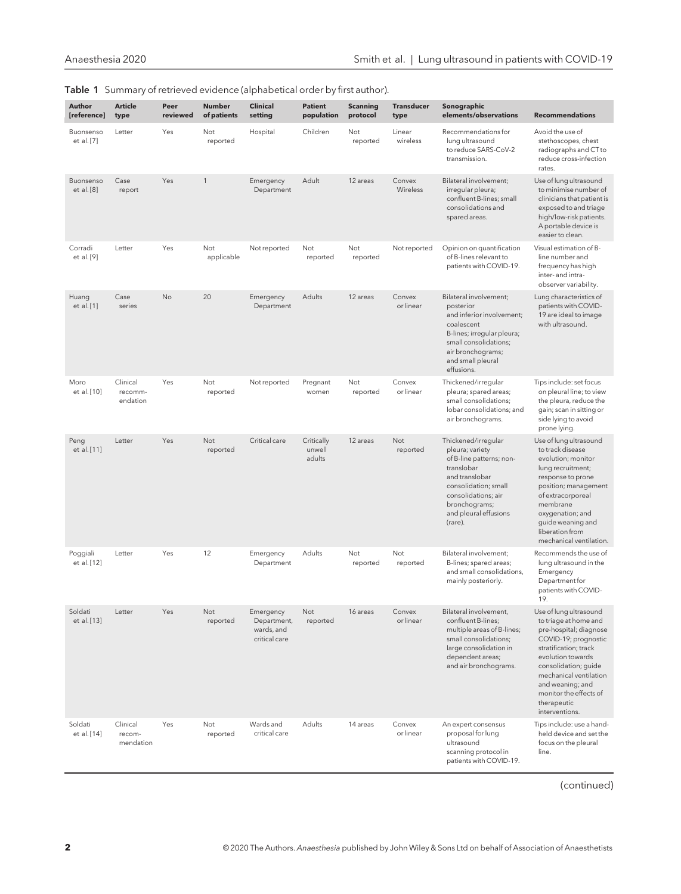**Table 1** Summary of retrieved evidence (alphabetical order by first author).

| Author [reference] | Article type | Peer reviewed | Number of patients | Clinical setting | Patient population | Scanning protocol | Transducer type | Sonographic elements/observations | Recommendations |
|---|---|---|---|---|---|---|---|---|---|
| Buonsenso et al. [7] | Letter | Yes | Not reported | Hospital | Children | Not reported | Linear wireless | Recommendations for lung ultrasound to reduce SARS-CoV-2 transmission. | Avoid the use of stethoscopes, chest radiographs and CT to reduce cross-infection rates. |
| Buonsenso et al. [8] | Case report | Yes | 1 | Emergency Department | Adult | 12 areas | Convex Wireless | Bilateral involvement; irregular pleura; confluent B-lines; small consolidations and spared areas. | Use of lung ultrasound to minimise number of clinicians that patient is exposed to and triage high/low-risk patients. A portable device is easier to clean. |
| Corradi et al. [9] | Letter | Yes | Not applicable | Not reported | Not reported | Not reported | Not reported | Opinion on quantification of B-lines relevant to patients with COVID-19. | Visual estimation of B-line number and frequency has high inter- and intra-observer variability. |
| Huang et al. [1] | Case series | No | 20 | Emergency Department | Adults | 12 areas | Convex or linear | Bilateral involvement; posterior and inferior involvement; coalescent B-lines; irregular pleura; small consolidations; air bronchograms; and small pleural effusions. | Lung characteristics of patients with COVID-19 are ideal to image with ultrasound. |
| Moro et al. [10] | Clinical recomm-endation | Yes | Not reported | Not reported | Pregnant women | Not reported | Convex or linear | Thickened/irregular pleura; spared areas; small consolidations; lobar consolidations; and air bronchograms. | Tips include: set focus on pleural line; to view the pleura, reduce the gain; scan in sitting or side lying to avoid prone lying. |
| Peng et al. [11] | Letter | Yes | Not reported | Critical care | Critically unwell adults | 12 areas | Not reported | Thickened/irregular pleura; variety of B-line patterns; non-translobar and translobar consolidation; small consolidations; air bronchograms; and pleural effusions (rare). | Use of lung ultrasound to track disease evolution; monitor lung recruitment; response to prone position; management of extracorporeal membrane oxygenation; and guide weaning and liberation from mechanical ventilation. |
| Poggiali et al. [12] | Letter | Yes | 12 | Emergency Department | Adults | Not reported | Not reported | Bilateral involvement; B-lines; spared areas; and small consolidations, mainly posteriorly. | Recommends the use of lung ultrasound in the Emergency Department for patients with COVID-19. |
| Soldati et al. [13] | Letter | Yes | Not reported | Emergency Department, wards, and critical care | Not reported | 16 areas | Convex or linear | Bilateral involvement, confluent B-lines; multiple areas of B-lines; small consolidations; large consolidation in dependent areas; and air bronchograms. | Use of lung ultrasound to triage at home and pre-hospital; diagnose COVID-19; prognostic stratification; track evolution towards consolidation; guide mechanical ventilation and weaning; and monitor the effects of therapeutic interventions. |
| Soldati et al. [14] | Clinical recom-mendation | Yes | Not reported | Wards and critical care | Adults | 14 areas | Convex or linear | An expert consensus proposal for lung ultrasound scanning protocol in patients with COVID-19. | Tips include: use a hand-held device and set the focus on the pleural line. |

(continued)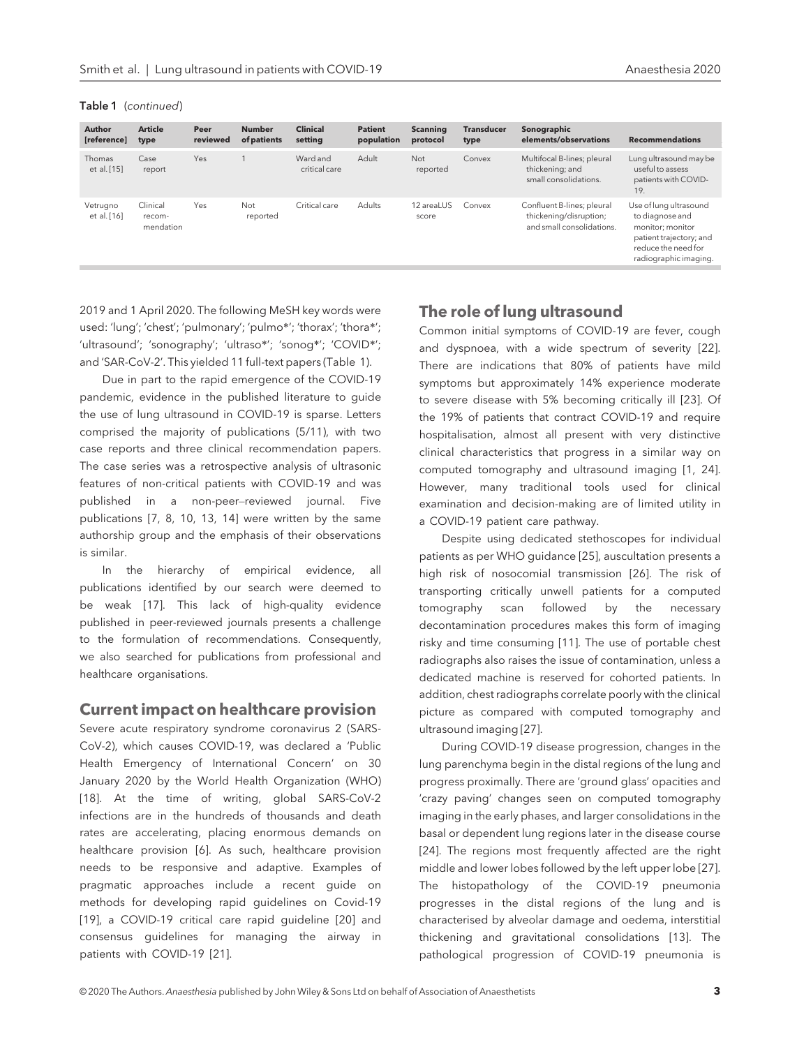Table 1 (*continued*)

| Author [reference] | Article type | Peer reviewed | Number of patients | Clinical setting | Patient population | Scanning protocol | Transducer type | Sonographic elements/observations | Recommendations |
|---|---|---|---|---|---|---|---|---|---|
| Thomas et al. [15] | Case report | Yes | 1 | Ward and critical care | Adult | Not reported | Convex | Multifocal B-lines; pleural thickening; and small consolidations. | Lung ultrasound may be useful to assess patients with COVID-19. |
| Vetrugno et al. [16] | Clinical recom-mendation | Yes | Not reported | Critical care | Adults | 12 areaLUS score | Convex | Confluent B-lines; pleural thickening/disruption; and small consolidations. | Use of lung ultrasound to diagnose and monitor; monitor patient trajectory; and reduce the need for radiographic imaging. |

2019 and 1 April 2020. The following MeSH key words were used: 'lung'; 'chest'; 'pulmonary'; 'pulmo*'; 'thorax'; 'thora*'; 'ultrasound'; 'sonography'; 'ultraso*'; 'sonog*'; 'COVID*'; and 'SAR-CoV-2'. This yielded 11 full-text papers (Table 1).

Due in part to the rapid emergence of the COVID-19 pandemic, evidence in the published literature to guide the use of lung ultrasound in COVID-19 is sparse. Letters comprised the majority of publications (5/11), with two case reports and three clinical recommendation papers. The case series was a retrospective analysis of ultrasonic features of non-critical patients with COVID-19 and was published in a non-peer–reviewed journal. Five publications [7, 8, 10, 13, 14] were written by the same authorship group and the emphasis of their observations is similar.

In the hierarchy of empirical evidence, all publications identified by our search were deemed to be weak [17]. This lack of high-quality evidence published in peer-reviewed journals presents a challenge to the formulation of recommendations. Consequently, we also searched for publications from professional and healthcare organisations.

## Current impact on healthcare provision

Severe acute respiratory syndrome coronavirus 2 (SARS-CoV-2), which causes COVID-19, was declared a 'Public Health Emergency of International Concern' on 30 January 2020 by the World Health Organization (WHO) [18]. At the time of writing, global SARS-CoV-2 infections are in the hundreds of thousands and death rates are accelerating, placing enormous demands on healthcare provision [6]. As such, healthcare provision needs to be responsive and adaptive. Examples of pragmatic approaches include a recent guide on methods for developing rapid guidelines on Covid-19 [19], a COVID-19 critical care rapid guideline [20] and consensus guidelines for managing the airway in patients with COVID-19 [21].

## The role of lung ultrasound

Common initial symptoms of COVID-19 are fever, cough and dyspnoea, with a wide spectrum of severity [22]. There are indications that 80% of patients have mild symptoms but approximately 14% experience moderate to severe disease with 5% becoming critically ill [23]. Of the 19% of patients that contract COVID-19 and require hospitalisation, almost all present with very distinctive clinical characteristics that progress in a similar way on computed tomography and ultrasound imaging [1, 24]. However, many traditional tools used for clinical examination and decision-making are of limited utility in a COVID-19 patient care pathway.

Despite using dedicated stethoscopes for individual patients as per WHO guidance [25], auscultation presents a high risk of nosocomial transmission [26]. The risk of transporting critically unwell patients for a computed tomography scan followed by the necessary decontamination procedures makes this form of imaging risky and time consuming [11]. The use of portable chest radiographs also raises the issue of contamination, unless a dedicated machine is reserved for cohorted patients. In addition, chest radiographs correlate poorly with the clinical picture as compared with computed tomography and ultrasound imaging [27].

During COVID-19 disease progression, changes in the lung parenchyma begin in the distal regions of the lung and progress proximally. There are 'ground glass' opacities and 'crazy paving' changes seen on computed tomography imaging in the early phases, and larger consolidations in the basal or dependent lung regions later in the disease course [24]. The regions most frequently affected are the right middle and lower lobes followed by the left upper lobe [27]. The histopathology of the COVID-19 pneumonia progresses in the distal regions of the lung and is characterised by alveolar damage and oedema, interstitial thickening and gravitational consolidations [13]. The pathological progression of COVID-19 pneumonia is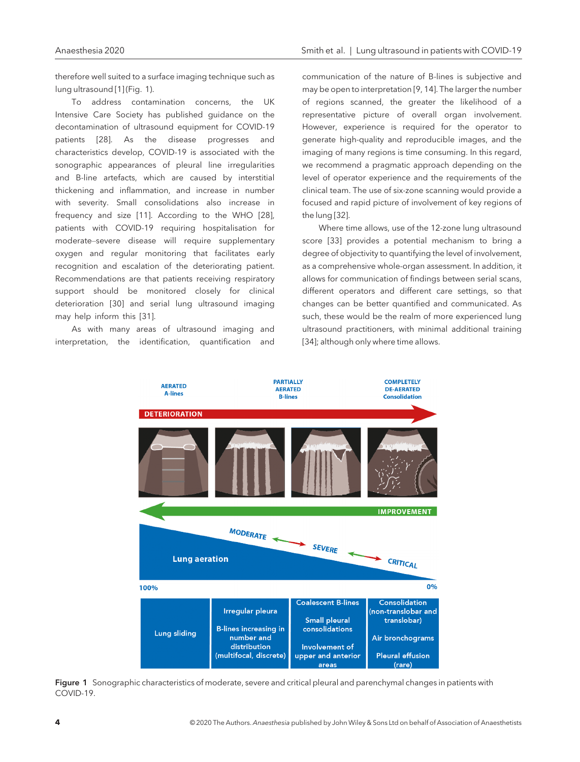therefore well suited to a surface imaging technique such as lung ultrasound [1] (Fig. 1).

To address contamination concerns, the UK Intensive Care Society has published guidance on the decontamination of ultrasound equipment for COVID-19 patients [28]. As the disease progresses and characteristics develop, COVID-19 is associated with the sonographic appearances of pleural line irregularities and B-line artefacts, which are caused by interstitial thickening and inflammation, and increase in number with severity. Small consolidations also increase in frequency and size [11]. According to the WHO [28], patients with COVID-19 requiring hospitalisation for moderate–severe disease will require supplementary oxygen and regular monitoring that facilitates early recognition and escalation of the deteriorating patient. Recommendations are that patients receiving respiratory support should be monitored closely for clinical deterioration [30] and serial lung ultrasound imaging may help inform this [31].

As with many areas of ultrasound imaging and interpretation, the identification, quantification and communication of the nature of B-lines is subjective and may be open to interpretation [9, 14]. The larger the number of regions scanned, the greater the likelihood of a representative picture of overall organ involvement. However, experience is required for the operator to generate high-quality and reproducible images, and the imaging of many regions is time consuming. In this regard, we recommend a pragmatic approach depending on the level of operator experience and the requirements of the clinical team. The use of six-zone scanning would provide a focused and rapid picture of involvement of key regions of the lung [32].

Where time allows, use of the 12-zone lung ultrasound score [33] provides a potential mechanism to bring a degree of objectivity to quantifying the level of involvement, as a comprehensive whole-organ assessment. In addition, it allows for communication of findings between serial scans, different operators and different care settings, so that changes can be better quantified and communicated. As such, these would be the realm of more experienced lung ultrasound practitioners, with minimal additional training [34]; although only where time allows.

Figure 1 Sonographic characteristics of moderate, severe and critical pleural and parenchymal changes in patients with COVID-19.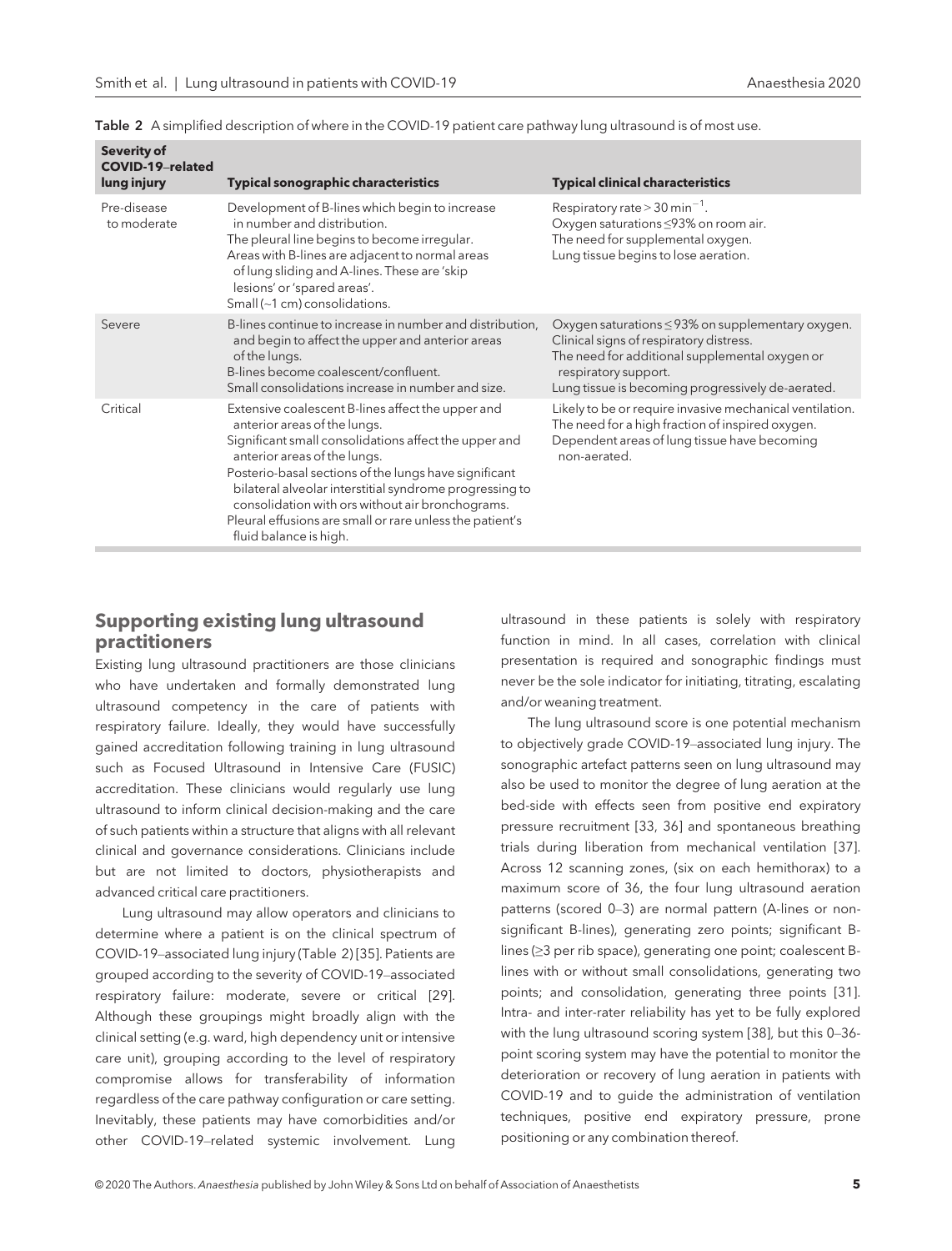Table 2 A simplified description of where in the COVID-19 patient care pathway lung ultrasound is of most use.

| Severity of COVID-19–related lung injury | Typical sonographic characteristics | Typical clinical characteristics |
|---|---|---|
| Pre-disease to moderate | Development of B-lines which begin to increase in number and distribution.<br>The pleural line begins to become irregular.<br>Areas with B-lines are adjacent to normal areas of lung sliding and A-lines. These are 'skip lesions' or 'spared areas'.<br>Small (~1 cm) consolidations. | Respiratory rate > 30 $min^{-1}$.<br>Oxygen saturations ≤93% on room air.<br>The need for supplemental oxygen.<br>Lung tissue begins to lose aeration. |
| Severe | B-lines continue to increase in number and distribution, and begin to affect the upper and anterior areas of the lungs.<br>B-lines become coalescent/confluent.<br>Small consolidations increase in number and size. | Oxygen saturations ≤ 93% on supplementary oxygen.<br>Clinical signs of respiratory distress.<br>The need for additional supplemental oxygen or respiratory support.<br>Lung tissue is becoming progressively de-aerated. |
| Critical | Extensive coalescent B-lines affect the upper and anterior areas of the lungs.<br>Significant small consolidations affect the upper and anterior areas of the lungs.<br>Posterio-basal sections of the lungs have significant bilateral alveolar interstitial syndrome progressing to consolidation with ors without air bronchograms.<br>Pleural effusions are small or rare unless the patient's fluid balance is high. | Likely to be or require invasive mechanical ventilation.<br>The need for a high fraction of inspired oxygen.<br>Dependent areas of lung tissue have becoming non-aerated. |

## Supporting existing lung ultrasound practitioners

Existing lung ultrasound practitioners are those clinicians who have undertaken and formally demonstrated lung ultrasound competency in the care of patients with respiratory failure. Ideally, they would have successfully gained accreditation following training in lung ultrasound such as Focused Ultrasound in Intensive Care (FUSIC) accreditation. These clinicians would regularly use lung ultrasound to inform clinical decision-making and the care of such patients within a structure that aligns with all relevant clinical and governance considerations. Clinicians include but are not limited to doctors, physiotherapists and advanced critical care practitioners.

Lung ultrasound may allow operators and clinicians to determine where a patient is on the clinical spectrum of COVID-19–associated lung injury (Table 2) [35]. Patients are grouped according to the severity of COVID-19–associated respiratory failure: moderate, severe or critical [29]. Although these groupings might broadly align with the clinical setting (e.g. ward, high dependency unit or intensive care unit), grouping according to the level of respiratory compromise allows for transferability of information regardless of the care pathway configuration or care setting. Inevitably, these patients may have comorbidities and/or other COVID-19–related systemic involvement. Lung ultrasound in these patients is solely with respiratory function in mind. In all cases, correlation with clinical presentation is required and sonographic findings must never be the sole indicator for initiating, titrating, escalating and/or weaning treatment.

The lung ultrasound score is one potential mechanism to objectively grade COVID-19–associated lung injury. The sonographic artefact patterns seen on lung ultrasound may also be used to monitor the degree of lung aeration at the bed-side with effects seen from positive end expiratory pressure recruitment [33, 36] and spontaneous breathing trials during liberation from mechanical ventilation [37]. Across 12 scanning zones, (six on each hemithorax) to a maximum score of 36, the four lung ultrasound aeration patterns (scored 0–3) are normal pattern (A-lines or non-significant B-lines), generating zero points; significant B-lines (≥3 per rib space), generating one point; coalescent B-lines with or without small consolidations, generating two points; and consolidation, generating three points [31]. Intra- and inter-rater reliability has yet to be fully explored with the lung ultrasound scoring system [38], but this 0–36-point scoring system may have the potential to monitor the deterioration or recovery of lung aeration in patients with COVID-19 and to guide the administration of ventilation techniques, positive end expiratory pressure, prone positioning or any combination thereof.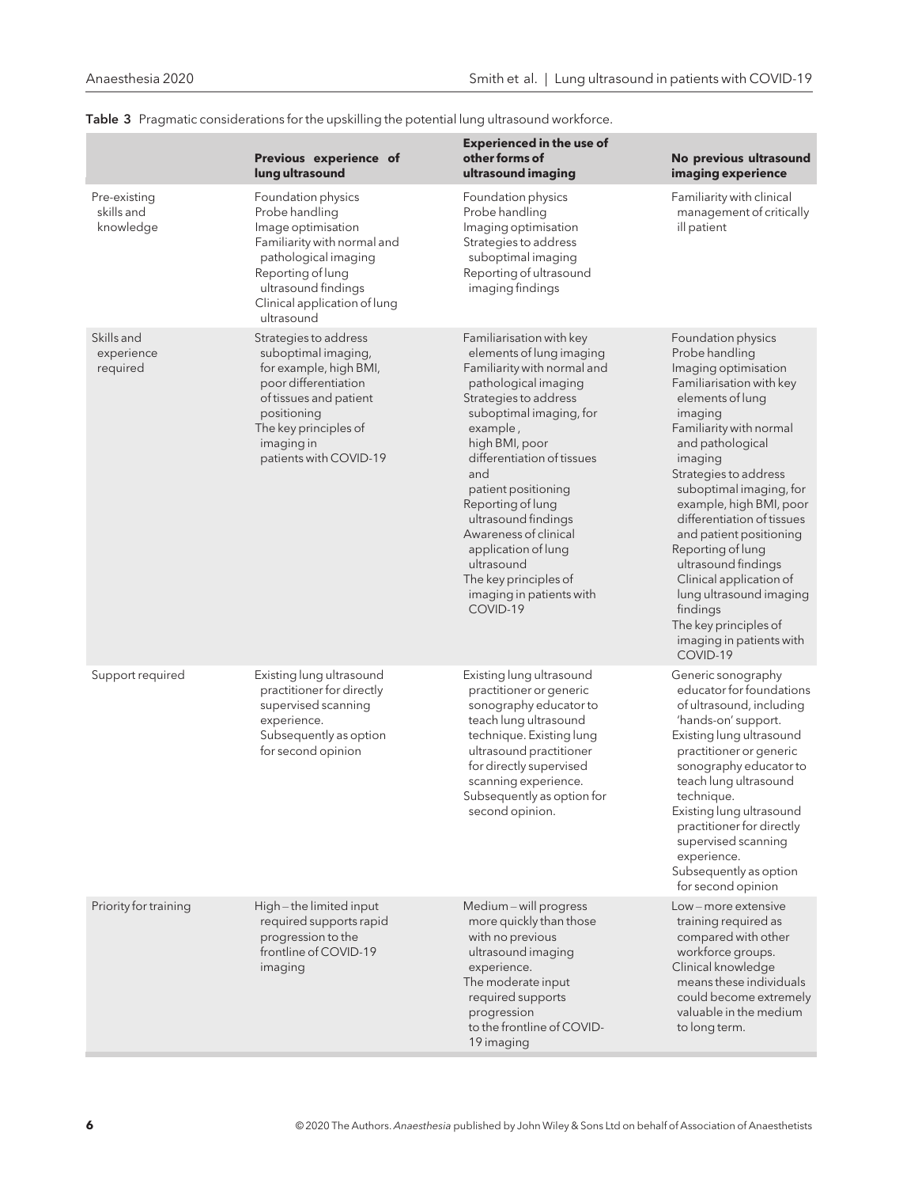**Table 3** Pragmatic considerations for the upskilling the potential lung ultrasound workforce.

| | Previous experience of lung ultrasound | Experienced in the use of other forms of ultrasound imaging | No previous ultrasound imaging experience |
|---|---|---|---|
| Pre-existing skills and knowledge | Foundation physics<br>Probe handling<br>Image optimisation<br>Familiarity with normal and pathological imaging<br>Reporting of lung ultrasound findings<br>Clinical application of lung ultrasound | Foundation physics<br>Probe handling<br>Imaging optimisation<br>Strategies to address suboptimal imaging<br>Reporting of ultrasound imaging findings | Familiarity with clinical management of critically ill patient |
| Skills and experience required | Strategies to address suboptimal imaging, for example, high BMI, poor differentiation of tissues and patient positioning<br>The key principles of imaging in patients with COVID-19 | Familiarisation with key elements of lung imaging<br>Familiarity with normal and pathological imaging<br>Strategies to address suboptimal imaging, for example , high BMI, poor differentiation of tissues and patient positioning<br>Reporting of lung ultrasound findings<br>Awareness of clinical application of lung ultrasound<br>The key principles of imaging in patients with COVID-19 | Foundation physics<br>Probe handling<br>Imaging optimisation<br>Familiarisation with key elements of lung imaging<br>Familiarity with normal and pathological imaging<br>Strategies to address suboptimal imaging, for example, high BMI, poor differentiation of tissues and patient positioning<br>Reporting of lung ultrasound findings<br>Clinical application of lung ultrasound imaging findings<br>The key principles of imaging in patients with COVID-19 |
| Support required | Existing lung ultrasound practitioner for directly supervised scanning experience.<br>Subsequently as option for second opinion | Existing lung ultrasound practitioner or generic sonography educator to teach lung ultrasound technique. Existing lung ultrasound practitioner for directly supervised scanning experience.<br>Subsequently as option for second opinion. | Generic sonography educator for foundations of ultrasound, including 'hands-on' support.<br>Existing lung ultrasound practitioner or generic sonography educator to teach lung ultrasound technique.<br>Existing lung ultrasound practitioner for directly supervised scanning experience.<br>Subsequently as option for second opinion |
| Priority for training | High – the limited input required supports rapid progression to the frontline of COVID-19 imaging | Medium – will progress more quickly than those with no previous ultrasound imaging experience.<br>The moderate input required supports progression to the frontline of COVID-19 imaging | Low – more extensive training required as compared with other workforce groups.<br>Clinical knowledge means these individuals could become extremely valuable in the medium to long term. |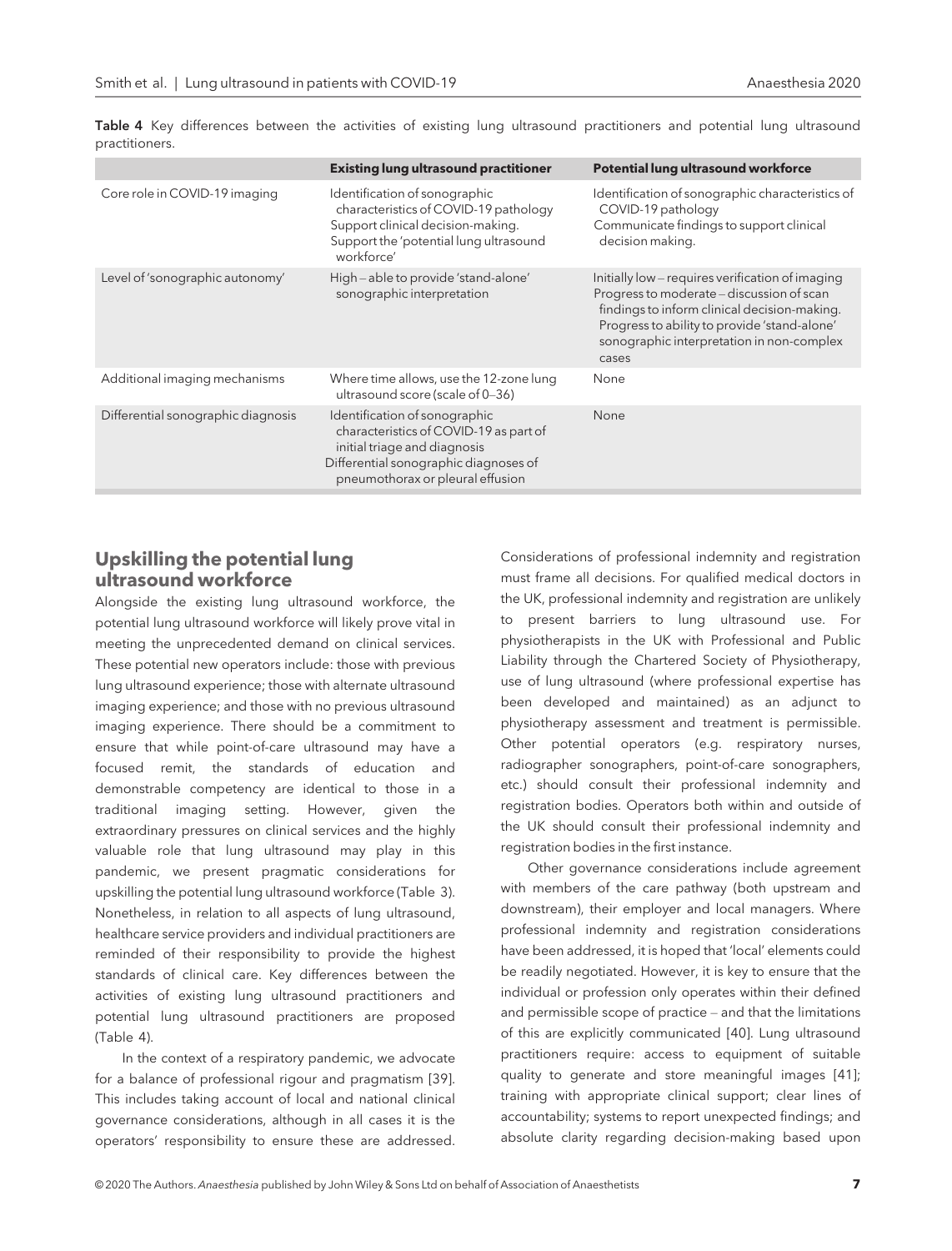**Table 4** Key differences between the activities of existing lung ultrasound practitioners and potential lung ultrasound practitioners.

| | Existing lung ultrasound practitioner | Potential lung ultrasound workforce |
|---|---|---|
| Core role in COVID-19 imaging | Identification of sonographic characteristics of COVID-19 pathology<br>Support clinical decision-making.<br>Support the 'potential lung ultrasound workforce' | Identification of sonographic characteristics of COVID-19 pathology<br>Communicate findings to support clinical decision making. |
| Level of 'sonographic autonomy' | High – able to provide 'stand-alone' sonographic interpretation | Initially low – requires verification of imaging<br>Progress to moderate – discussion of scan findings to inform clinical decision-making.<br>Progress to ability to provide 'stand-alone' sonographic interpretation in non-complex cases |
| Additional imaging mechanisms | Where time allows, use the 12-zone lung ultrasound score (scale of 0–36) | None |
| Differential sonographic diagnosis | Identification of sonographic characteristics of COVID-19 as part of initial triage and diagnosis<br>Differential sonographic diagnoses of pneumothorax or pleural effusion | None |

## Upskilling the potential lung ultrasound workforce

Alongside the existing lung ultrasound workforce, the potential lung ultrasound workforce will likely prove vital in meeting the unprecedented demand on clinical services. These potential new operators include: those with previous lung ultrasound experience; those with alternate ultrasound imaging experience; and those with no previous ultrasound imaging experience. There should be a commitment to ensure that while point-of-care ultrasound may have a focused remit, the standards of education and demonstrable competency are identical to those in a traditional imaging setting. However, given the extraordinary pressures on clinical services and the highly valuable role that lung ultrasound may play in this pandemic, we present pragmatic considerations for upskilling the potential lung ultrasound workforce (Table 3). Nonetheless, in relation to all aspects of lung ultrasound, healthcare service providers and individual practitioners are reminded of their responsibility to provide the highest standards of clinical care. Key differences between the activities of existing lung ultrasound practitioners and potential lung ultrasound practitioners are proposed (Table 4).

In the context of a respiratory pandemic, we advocate for a balance of professional rigour and pragmatism [39]. This includes taking account of local and national clinical governance considerations, although in all cases it is the operators' responsibility to ensure these are addressed. Considerations of professional indemnity and registration must frame all decisions. For qualified medical doctors in the UK, professional indemnity and registration are unlikely to present barriers to lung ultrasound use. For physiotherapists in the UK with Professional and Public Liability through the Chartered Society of Physiotherapy, use of lung ultrasound (where professional expertise has been developed and maintained) as an adjunct to physiotherapy assessment and treatment is permissible. Other potential operators (e.g. respiratory nurses, radiographer sonographers, point-of-care sonographers, etc.) should consult their professional indemnity and registration bodies. Operators both within and outside of the UK should consult their professional indemnity and registration bodies in the first instance.

Other governance considerations include agreement with members of the care pathway (both upstream and downstream), their employer and local managers. Where professional indemnity and registration considerations have been addressed, it is hoped that 'local' elements could be readily negotiated. However, it is key to ensure that the individual or profession only operates within their defined and permissible scope of practice – and that the limitations of this are explicitly communicated [40]. Lung ultrasound practitioners require: access to equipment of suitable quality to generate and store meaningful images [41]; training with appropriate clinical support; clear lines of accountability; systems to report unexpected findings; and absolute clarity regarding decision-making based upon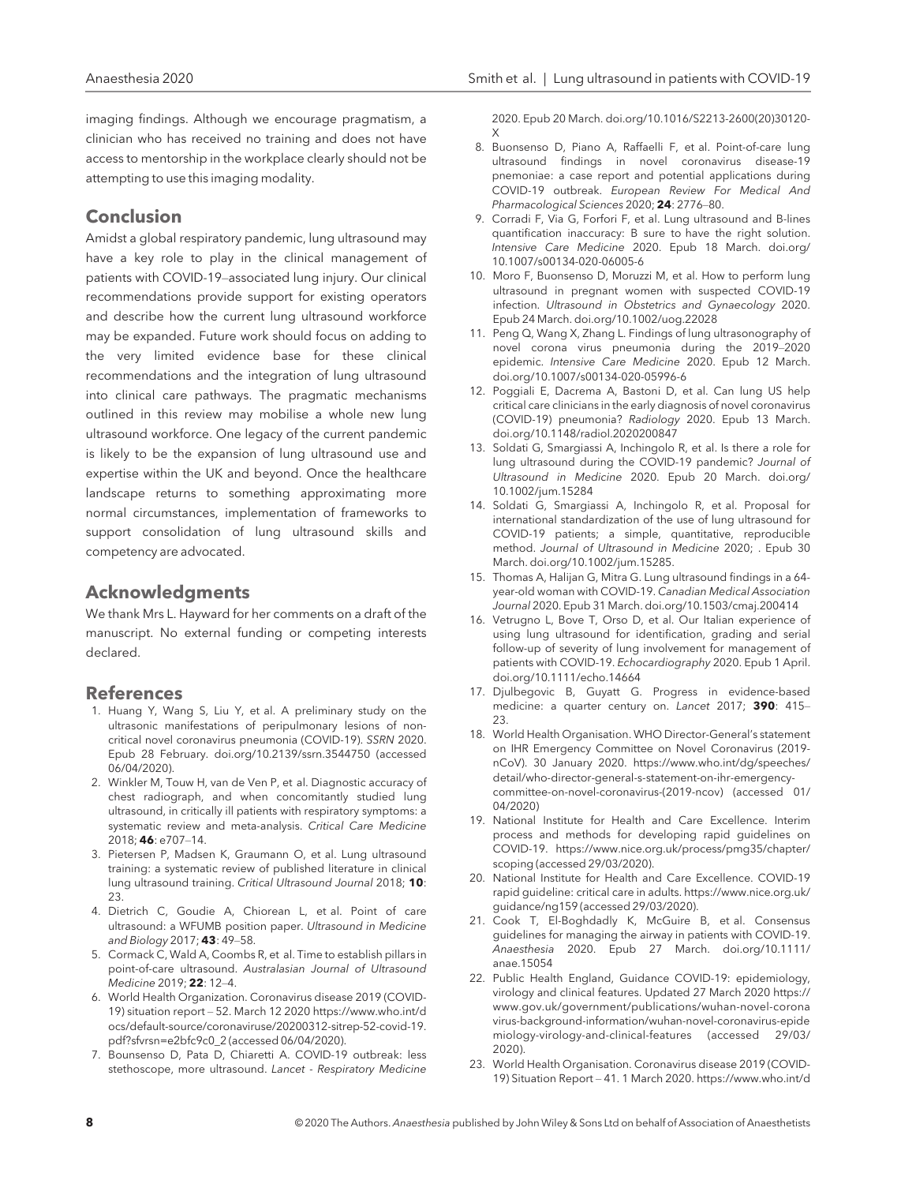imaging findings. Although we encourage pragmatism, a clinician who has received no training and does not have access to mentorship in the workplace clearly should not be attempting to use this imaging modality.

## Conclusion

Amidst a global respiratory pandemic, lung ultrasound may have a key role to play in the clinical management of patients with COVID-19–associated lung injury. Our clinical recommendations provide support for existing operators and describe how the current lung ultrasound workforce may be expanded. Future work should focus on adding to the very limited evidence base for these clinical recommendations and the integration of lung ultrasound into clinical care pathways. The pragmatic mechanisms outlined in this review may mobilise a whole new lung ultrasound workforce. One legacy of the current pandemic is likely to be the expansion of lung ultrasound use and expertise within the UK and beyond. Once the healthcare landscape returns to something approximating more normal circumstances, implementation of frameworks to support consolidation of lung ultrasound skills and competency are advocated.

## Acknowledgments

We thank Mrs L. Hayward for her comments on a draft of the manuscript. No external funding or competing interests declared.

## References

1. Huang Y, Wang S, Liu Y, et al. A preliminary study on the ultrasonic manifestations of peripulmonary lesions of non-critical novel coronavirus pneumonia (COVID-19). *SSRN* 2020. Epub 28 February. doi.org/10.2139/ssrn.3544750 (accessed 06/04/2020).
2. Winkler M, Touw H, van de Ven P, et al. Diagnostic accuracy of chest radiograph, and when concomitantly studied lung ultrasound, in critically ill patients with respiratory symptoms: a systematic review and meta-analysis. *Critical Care Medicine* 2018; **46**: e707–14.
3. Pietersen P, Madsen K, Graumann O, et al. Lung ultrasound training: a systematic review of published literature in clinical lung ultrasound training. *Critical Ultrasound Journal* 2018; **10**: 23.
4. Dietrich C, Goudie A, Chiorean L, et al. Point of care ultrasound: a WFUMB position paper. *Ultrasound in Medicine and Biology* 2017; **43**: 49–58.
5. Cormack C, Wald A, Coombs R, et al. Time to establish pillars in point-of-care ultrasound. *Australasian Journal of Ultrasound Medicine* 2019; **22**: 12–4.
6. World Health Organization. Coronavirus disease 2019 (COVID-19) situation report – 52. March 12 2020 https://www.who.int/docs/default-source/coronaviruse/20200312-sitrep-52-covid-19.pdf?sfvrsn=e2bfc9c0_2 (accessed 06/04/2020).
7. Bounsenso D, Pata D, Chiaretti A. COVID-19 outbreak: less stethoscope, more ultrasound. *Lancet - Respiratory Medicine* 2020. Epub 20 March. doi.org/10.1016/S2213-2600(20)30120-X
8. Buonsenso D, Piano A, Raffaelli F, et al. Point-of-care lung ultrasound findings in novel coronavirus disease-19 pnemoniae: a case report and potential applications during COVID-19 outbreak. *European Review For Medical And Pharmacological Sciences* 2020; **24**: 2776–80.
9. Corradi F, Via G, Forfori F, et al. Lung ultrasound and B-lines quantification inaccuracy: B sure to have the right solution. *Intensive Care Medicine* 2020. Epub 18 March. doi.org/10.1007/s00134-020-06005-6
10. Moro F, Buonsenso D, Moruzzi M, et al. How to perform lung ultrasound in pregnant women with suspected COVID-19 infection. *Ultrasound in Obstetrics and Gynaecology* 2020. Epub 24 March. doi.org/10.1002/uog.22028
11. Peng Q, Wang X, Zhang L. Findings of lung ultrasonography of novel corona virus pneumonia during the 2019–2020 epidemic. *Intensive Care Medicine* 2020. Epub 12 March. doi.org/10.1007/s00134-020-05996-6
12. Poggiali E, Dacrema A, Bastoni D, et al. Can lung US help critical care clinicians in the early diagnosis of novel coronavirus (COVID-19) pneumonia? *Radiology* 2020. Epub 13 March. doi.org/10.1148/radiol.2020200847
13. Soldati G, Smargiassi A, Inchingolo R, et al. Is there a role for lung ultrasound during the COVID-19 pandemic? *Journal of Ultrasound in Medicine* 2020. Epub 20 March. doi.org/10.1002/jum.15284
14. Soldati G, Smargiassi A, Inchingolo R, et al. Proposal for international standardization of the use of lung ultrasound for COVID-19 patients; a simple, quantitative, reproducible method. *Journal of Ultrasound in Medicine* 2020; . Epub 30 March. doi.org/10.1002/jum.15285.
15. Thomas A, Halijan G, Mitra G. Lung ultrasound findings in a 64-year-old woman with COVID-19. *Canadian Medical Association Journal* 2020. Epub 31 March. doi.org/10.1503/cmaj.200414
16. Vetrugno L, Bove T, Orso D, et al. Our Italian experience of using lung ultrasound for identification, grading and serial follow-up of severity of lung involvement for management of patients with COVID-19. *Echocardiography* 2020. Epub 1 April. doi.org/10.1111/echo.14664
17. Djulbegovic B, Guyatt G. Progress in evidence-based medicine: a quarter century on. *Lancet* 2017; **390**: 415–23.
18. World Health Organisation. WHO Director-General's statement on IHR Emergency Committee on Novel Coronavirus (2019-nCoV). 30 January 2020. https://www.who.int/dg/speeches/detail/who-director-general-s-statement-on-ihr-emergency-committee-on-novel-coronavirus-(2019-ncov) (accessed 01/04/2020)
19. National Institute for Health and Care Excellence. Interim process and methods for developing rapid guidelines on COVID-19. https://www.nice.org.uk/process/pmg35/chapter/scoping (accessed 29/03/2020).
20. National Institute for Health and Care Excellence. COVID-19 rapid guideline: critical care in adults. https://www.nice.org.uk/guidance/ng159 (accessed 29/03/2020).
21. Cook T, El-Boghdadly K, McGuire B, et al. Consensus guidelines for managing the airway in patients with COVID-19. *Anaesthesia* 2020. Epub 27 March. doi.org/10.1111/anae.15054
22. Public Health England, Guidance COVID-19: epidemiology, virology and clinical features. Updated 27 March 2020 https://www.gov.uk/government/publications/wuhan-novel-coronavirus-background-information/wuhan-novel-coronavirus-epidemiology-virology-and-clinical-features (accessed 29/03/2020).
23. World Health Organisation. Coronavirus disease 2019 (COVID-19) Situation Report – 41. 1 March 2020. https://www.who.int/d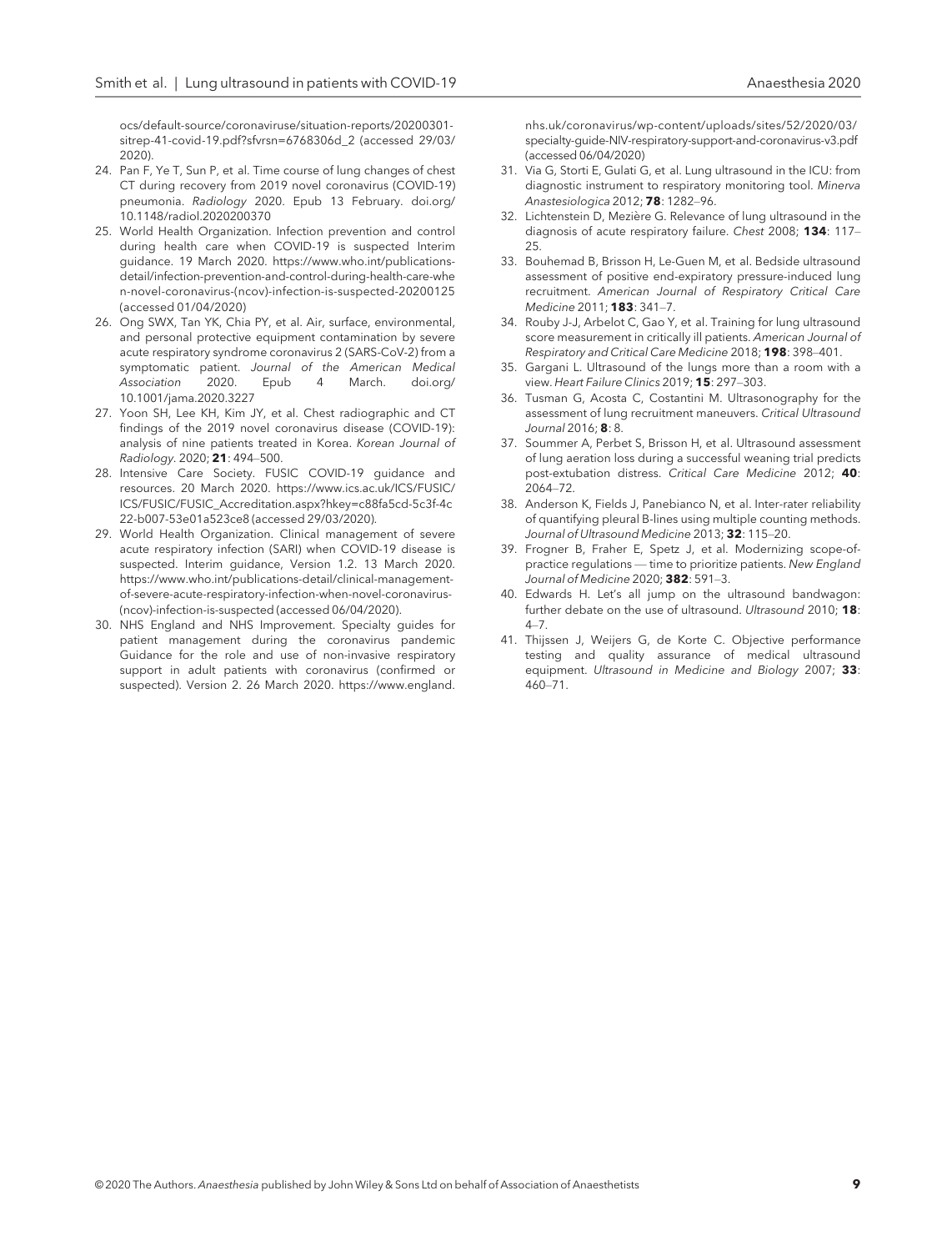ocs/default-source/coronaviruse/situation-reports/20200301-sitrep-41-covid-19.pdf?sfvrsn=6768306d_2 (accessed 29/03/2020).

24. Pan F, Ye T, Sun P, et al. Time course of lung changes of chest CT during recovery from 2019 novel coronavirus (COVID-19) pneumonia. *Radiology* 2020. Epub 13 February. doi.org/10.1148/radiol.2020200370
25. World Health Organization. Infection prevention and control during health care when COVID-19 is suspected Interim guidance. 19 March 2020. https://www.who.int/publications-detail/infection-prevention-and-control-during-health-care-when-novel-coronavirus-(ncov)-infection-is-suspected-20200125 (accessed 01/04/2020)
26. Ong SWX, Tan YK, Chia PY, et al. Air, surface, environmental, and personal protective equipment contamination by severe acute respiratory syndrome coronavirus 2 (SARS-CoV-2) from a symptomatic patient. *Journal of the American Medical Association* 2020. Epub 4 March. doi.org/10.1001/jama.2020.3227
27. Yoon SH, Lee KH, Kim JY, et al. Chest radiographic and CT findings of the 2019 novel coronavirus disease (COVID-19): analysis of nine patients treated in Korea. *Korean Journal of Radiology*. 2020; **21**: 494–500.
28. Intensive Care Society. FUSIC COVID-19 guidance and resources. 20 March 2020. https://www.ics.ac.uk/ICS/FUSIC/ICS/FUSIC/FUSIC_Accreditation.aspx?hkey=c88fa5cd-5c3f-4c22-b007-53e01a523ce8 (accessed 29/03/2020).
29. World Health Organization. Clinical management of severe acute respiratory infection (SARI) when COVID-19 disease is suspected. Interim guidance, Version 1.2. 13 March 2020. https://www.who.int/publications-detail/clinical-management-of-severe-acute-respiratory-infection-when-novel-coronavirus-(ncov)-infection-is-suspected (accessed 06/04/2020).
30. NHS England and NHS Improvement. Specialty guides for patient management during the coronavirus pandemic Guidance for the role and use of non-invasive respiratory support in adult patients with coronavirus (confirmed or suspected). Version 2. 26 March 2020. https://www.england.nhs.uk/coronavirus/wp-content/uploads/sites/52/2020/03/specialty-guide-NIV-respiratory-support-and-coronavirus-v3.pdf (accessed 06/04/2020)
31. Via G, Storti E, Gulati G, et al. Lung ultrasound in the ICU: from diagnostic instrument to respiratory monitoring tool. *Minerva Anastesiologica* 2012; **78**: 1282–96.
32. Lichtenstein D, Mezière G. Relevance of lung ultrasound in the diagnosis of acute respiratory failure. *Chest* 2008; **134**: 117–25.
33. Bouhemad B, Brisson H, Le-Guen M, et al. Bedside ultrasound assessment of positive end-expiratory pressure-induced lung recruitment. *American Journal of Respiratory Critical Care Medicine* 2011; **183**: 341–7.
34. Rouby J-J, Arbelot C, Gao Y, et al. Training for lung ultrasound score measurement in critically ill patients. *American Journal of Respiratory and Critical Care Medicine* 2018; **198**: 398–401.
35. Gargani L. Ultrasound of the lungs more than a room with a view. *Heart Failure Clinics* 2019; **15**: 297–303.
36. Tusman G, Acosta C, Costantini M. Ultrasonography for the assessment of lung recruitment maneuvers. *Critical Ultrasound Journal* 2016; **8**: 8.
37. Soummer A, Perbet S, Brisson H, et al. Ultrasound assessment of lung aeration loss during a successful weaning trial predicts post-extubation distress. *Critical Care Medicine* 2012; **40**: 2064–72.
38. Anderson K, Fields J, Panebianco N, et al. Inter-rater reliability of quantifying pleural B-lines using multiple counting methods. *Journal of Ultrasound Medicine* 2013; **32**: 115–20.
39. Frogner B, Fraher E, Spetz J, et al. Modernizing scope-of-practice regulations — time to prioritize patients. *New England Journal of Medicine* 2020; **382**: 591–3.
40. Edwards H. Let's all jump on the ultrasound bandwagon: further debate on the use of ultrasound. *Ultrasound* 2010; **18**: 4–7.
41. Thijssen J, Weijers G, de Korte C. Objective performance testing and quality assurance of medical ultrasound equipment. *Ultrasound in Medicine and Biology* 2007; **33**: 460–71.